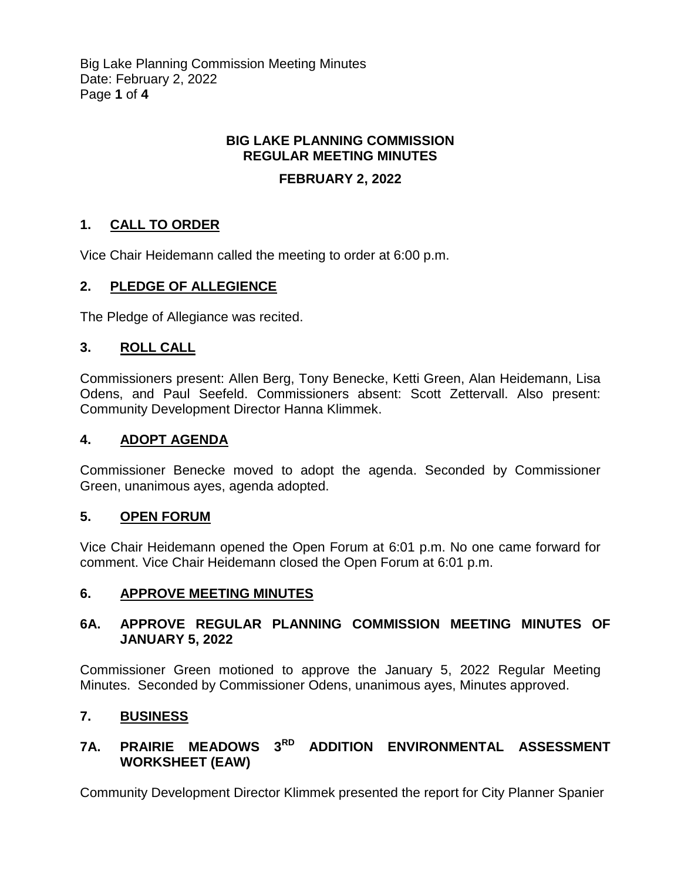# BIG LAKE PLANNING COMMISSION
# REGULAR MEETING MINUTES

## FEBRUARY 2, 2022

### 1. CALL TO ORDER

Vice Chair Heidemann called the meeting to order at 6:00 p.m.

### 2. PLEDGE OF ALLEGIENCE

The Pledge of Allegiance was recited.

### 3. ROLL CALL

Commissioners present: Allen Berg, Tony Benecke, Ketti Green, Alan Heidemann, Lisa Odens, and Paul Seefeld. Commissioners absent: Scott Zettervall. Also present: Community Development Director Hanna Klimmek.

### 4. ADOPT AGENDA

Commissioner Benecke moved to adopt the agenda. Seconded by Commissioner Green, unanimous ayes, agenda adopted.

### 5. OPEN FORUM

Vice Chair Heidemann opened the Open Forum at 6:01 p.m. No one came forward for comment. Vice Chair Heidemann closed the Open Forum at 6:01 p.m.

### 6. APPROVE MEETING MINUTES

### 6A. APPROVE REGULAR PLANNING COMMISSION MEETING MINUTES OF JANUARY 5, 2022

Commissioner Green motioned to approve the January 5, 2022 Regular Meeting Minutes. Seconded by Commissioner Odens, unanimous ayes, Minutes approved.

### 7. BUSINESS

### 7A. PRAIRIE MEADOWS 3RD ADDITION ENVIRONMENTAL ASSESSMENT WORKSHEET (EAW)

Community Development Director Klimmek presented the report for City Planner Spanier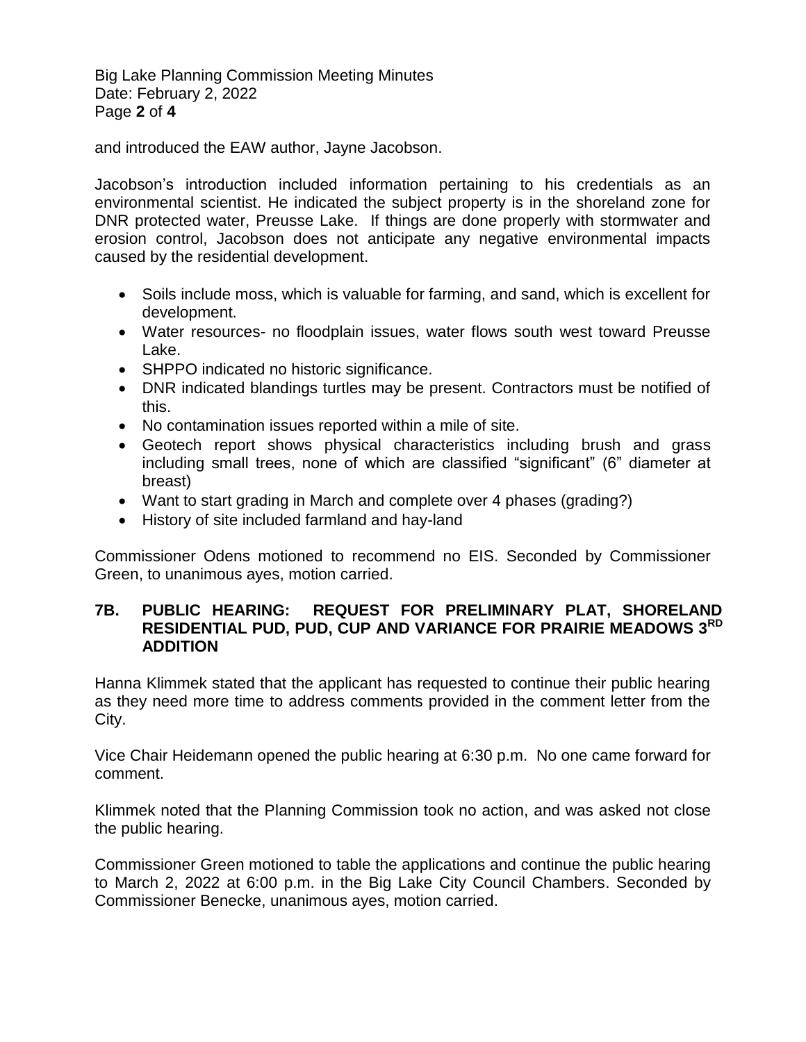and introduced the EAW author, Jayne Jacobson.

Jacobson's introduction included information pertaining to his credentials as an environmental scientist. He indicated the subject property is in the shoreland zone for DNR protected water, Preusse Lake. If things are done properly with stormwater and erosion control, Jacobson does not anticipate any negative environmental impacts caused by the residential development.

- Soils include moss, which is valuable for farming, and sand, which is excellent for development.
- Water resources- no floodplain issues, water flows south west toward Preusse Lake.
- SHPPO indicated no historic significance.
- DNR indicated blandings turtles may be present. Contractors must be notified of this.
- No contamination issues reported within a mile of site.
- Geotech report shows physical characteristics including brush and grass including small trees, none of which are classified "significant" (6" diameter at breast)
- Want to start grading in March and complete over 4 phases (grading?)
- History of site included farmland and hay-land

Commissioner Odens motioned to recommend no EIS. Seconded by Commissioner Green, to unanimous ayes, motion carried.

## 7B. PUBLIC HEARING: REQUEST FOR PRELIMINARY PLAT, SHORELAND RESIDENTIAL PUD, PUD, CUP AND VARIANCE FOR PRAIRIE MEADOWS 3RD ADDITION

Hanna Klimmek stated that the applicant has requested to continue their public hearing as they need more time to address comments provided in the comment letter from the City.

Vice Chair Heidemann opened the public hearing at 6:30 p.m. No one came forward for comment.

Klimmek noted that the Planning Commission took no action, and was asked not close the public hearing.

Commissioner Green motioned to table the applications and continue the public hearing to March 2, 2022 at 6:00 p.m. in the Big Lake City Council Chambers. Seconded by Commissioner Benecke, unanimous ayes, motion carried.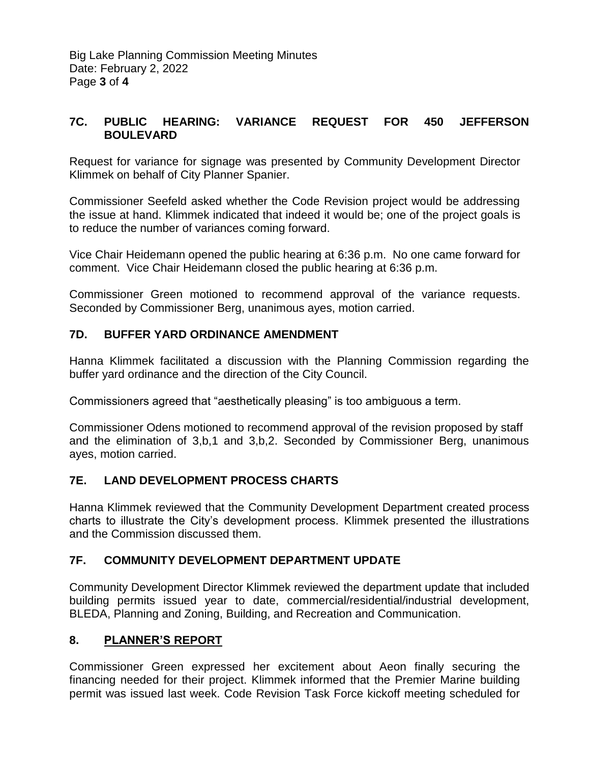## 7C. PUBLIC HEARING: VARIANCE REQUEST FOR 450 JEFFERSON BOULEVARD

Request for variance for signage was presented by Community Development Director Klimmek on behalf of City Planner Spanier.

Commissioner Seefeld asked whether the Code Revision project would be addressing the issue at hand. Klimmek indicated that indeed it would be; one of the project goals is to reduce the number of variances coming forward.

Vice Chair Heidemann opened the public hearing at 6:36 p.m. No one came forward for comment. Vice Chair Heidemann closed the public hearing at 6:36 p.m.

Commissioner Green motioned to recommend approval of the variance requests. Seconded by Commissioner Berg, unanimous ayes, motion carried.

## 7D. BUFFER YARD ORDINANCE AMENDMENT

Hanna Klimmek facilitated a discussion with the Planning Commission regarding the buffer yard ordinance and the direction of the City Council.

Commissioners agreed that "aesthetically pleasing" is too ambiguous a term.

Commissioner Odens motioned to recommend approval of the revision proposed by staff and the elimination of 3,b,1 and 3,b,2. Seconded by Commissioner Berg, unanimous ayes, motion carried.

## 7E. LAND DEVELOPMENT PROCESS CHARTS

Hanna Klimmek reviewed that the Community Development Department created process charts to illustrate the City's development process. Klimmek presented the illustrations and the Commission discussed them.

## 7F. COMMUNITY DEVELOPMENT DEPARTMENT UPDATE

Community Development Director Klimmek reviewed the department update that included building permits issued year to date, commercial/residential/industrial development, BLEDA, Planning and Zoning, Building, and Recreation and Communication.

## 8. PLANNER'S REPORT

Commissioner Green expressed her excitement about Aeon finally securing the financing needed for their project. Klimmek informed that the Premier Marine building permit was issued last week. Code Revision Task Force kickoff meeting scheduled for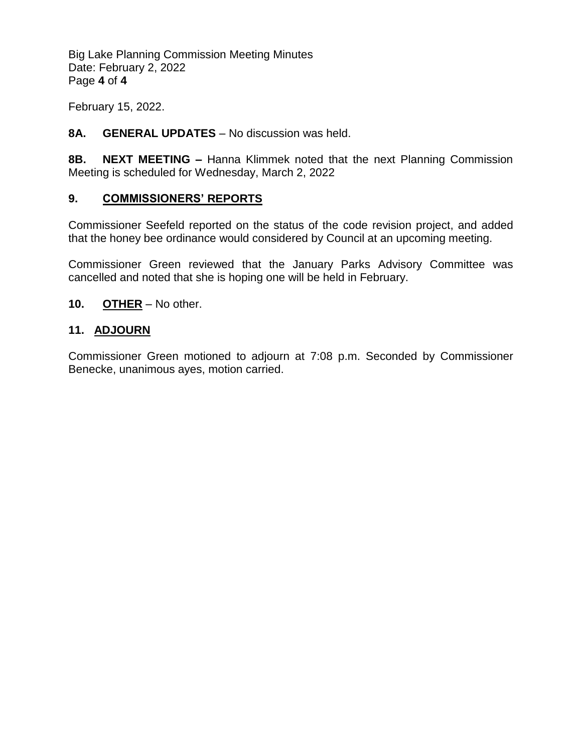February 15, 2022.

**8A. GENERAL UPDATES** – No discussion was held.

**8B. NEXT MEETING –** Hanna Klimmek noted that the next Planning Commission Meeting is scheduled for Wednesday, March 2, 2022

## 9. COMMISSIONERS' REPORTS

Commissioner Seefeld reported on the status of the code revision project, and added that the honey bee ordinance would considered by Council at an upcoming meeting.

Commissioner Green reviewed that the January Parks Advisory Committee was cancelled and noted that she is hoping one will be held in February.

**10. OTHER** – No other.

## 11. ADJOURN

Commissioner Green motioned to adjourn at 7:08 p.m. Seconded by Commissioner Benecke, unanimous ayes, motion carried.